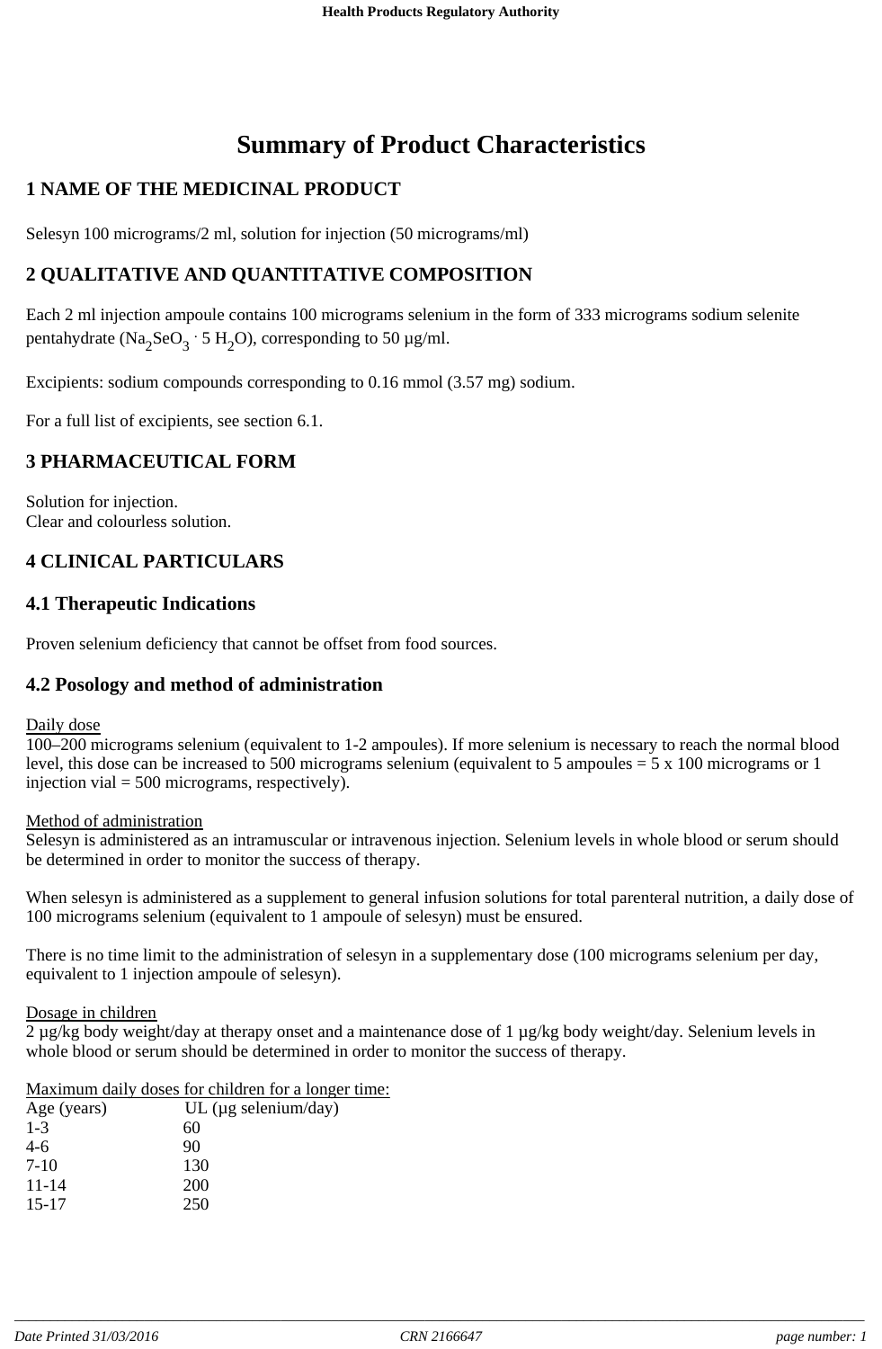# Summary of Product Characteristics

## 1 NAME OF THE MEDICINAL PRODUCT

Selesyn 100 micrograms/2 ml, solution for injection (50 micrograms/ml)

## 2 QUALITATIVE AND QUANTITATIVE COMPOSITION

Each 2 ml injection ampoule contains 100 micrograms selenium in the form of 333 micrograms sodium selenite pentahydrate ($Na_2SeO_3 \cdot 5 H_2O$), corresponding to 50 µg/ml.

Excipients: sodium compounds corresponding to 0.16 mmol (3.57 mg) sodium.

For a full list of excipients, see section 6.1.

## 3 PHARMACEUTICAL FORM

Solution for injection.
Clear and colourless solution.

## 4 CLINICAL PARTICULARS

### 4.1 Therapeutic Indications

Proven selenium deficiency that cannot be offset from food sources.

### 4.2 Posology and method of administration

Daily dose
100–200 micrograms selenium (equivalent to 1-2 ampoules). If more selenium is necessary to reach the normal blood level, this dose can be increased to 500 micrograms selenium (equivalent to 5 ampoules = 5 x 100 micrograms or 1 injection vial = 500 micrograms, respectively).

Method of administration
Selesyn is administered as an intramuscular or intravenous injection. Selenium levels in whole blood or serum should be determined in order to monitor the success of therapy.

When selesyn is administered as a supplement to general infusion solutions for total parenteral nutrition, a daily dose of 100 micrograms selenium (equivalent to 1 ampoule of selesyn) must be ensured.

There is no time limit to the administration of selesyn in a supplementary dose (100 micrograms selenium per day, equivalent to 1 injection ampoule of selesyn).

Dosage in children
2 µg/kg body weight/day at therapy onset and a maintenance dose of 1 µg/kg body weight/day. Selenium levels in whole blood or serum should be determined in order to monitor the success of therapy.

Maximum daily doses for children for a longer time:

| Age (years) | UL (µg selenium/day) |
|---|---|
| 1-3 | 60 |
| 4-6 | 90 |
| 7-10 | 130 |
| 11-14 | 200 |
| 15-17 | 250 |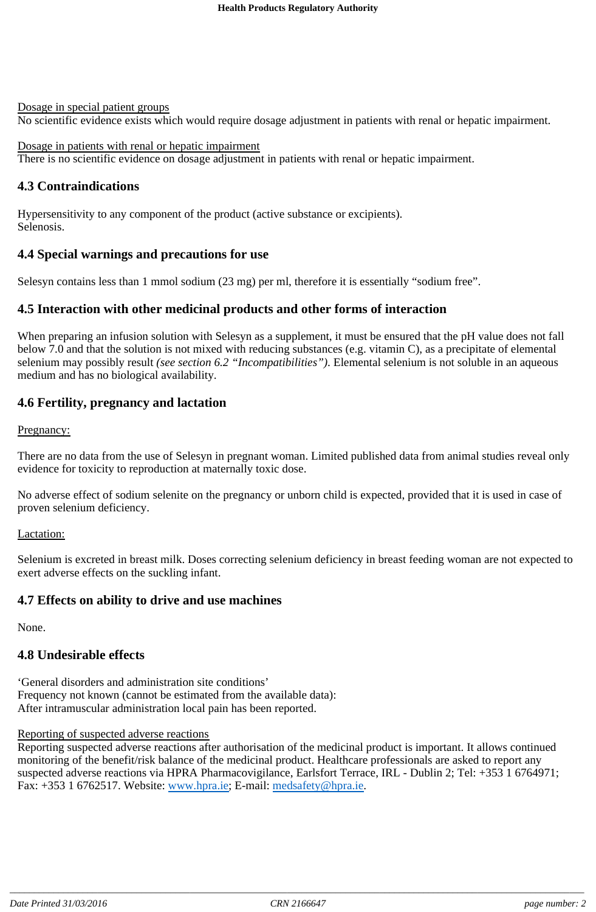Dosage in special patient groups
No scientific evidence exists which would require dosage adjustment in patients with renal or hepatic impairment.

Dosage in patients with renal or hepatic impairment
There is no scientific evidence on dosage adjustment in patients with renal or hepatic impairment.

## 4.3 Contraindications

Hypersensitivity to any component of the product (active substance or excipients).
Selenosis.

## 4.4 Special warnings and precautions for use

Selesyn contains less than 1 mmol sodium (23 mg) per ml, therefore it is essentially “sodium free”.

## 4.5 Interaction with other medicinal products and other forms of interaction

When preparing an infusion solution with Selesyn as a supplement, it must be ensured that the pH value does not fall below 7.0 and that the solution is not mixed with reducing substances (e.g. vitamin C), as a precipitate of elemental selenium may possibly result *(see section 6.2 “Incompatibilities”)*. Elemental selenium is not soluble in an aqueous medium and has no biological availability.

## 4.6 Fertility, pregnancy and lactation

Pregnancy:

There are no data from the use of Selesyn in pregnant woman. Limited published data from animal studies reveal only evidence for toxicity to reproduction at maternally toxic dose.

No adverse effect of sodium selenite on the pregnancy or unborn child is expected, provided that it is used in case of proven selenium deficiency.

Lactation:

Selenium is excreted in breast milk. Doses correcting selenium deficiency in breast feeding woman are not expected to exert adverse effects on the suckling infant.

## 4.7 Effects on ability to drive and use machines

None.

## 4.8 Undesirable effects

‘General disorders and administration site conditions’
Frequency not known (cannot be estimated from the available data):
After intramuscular administration local pain has been reported.

Reporting of suspected adverse reactions
Reporting suspected adverse reactions after authorisation of the medicinal product is important. It allows continued monitoring of the benefit/risk balance of the medicinal product. Healthcare professionals are asked to report any suspected adverse reactions via HPRA Pharmacovigilance, Earlsfort Terrace, IRL - Dublin 2; Tel: +353 1 6764971; Fax: +353 1 6762517. Website: www.hpra.ie; E-mail: medsafety@hpra.ie.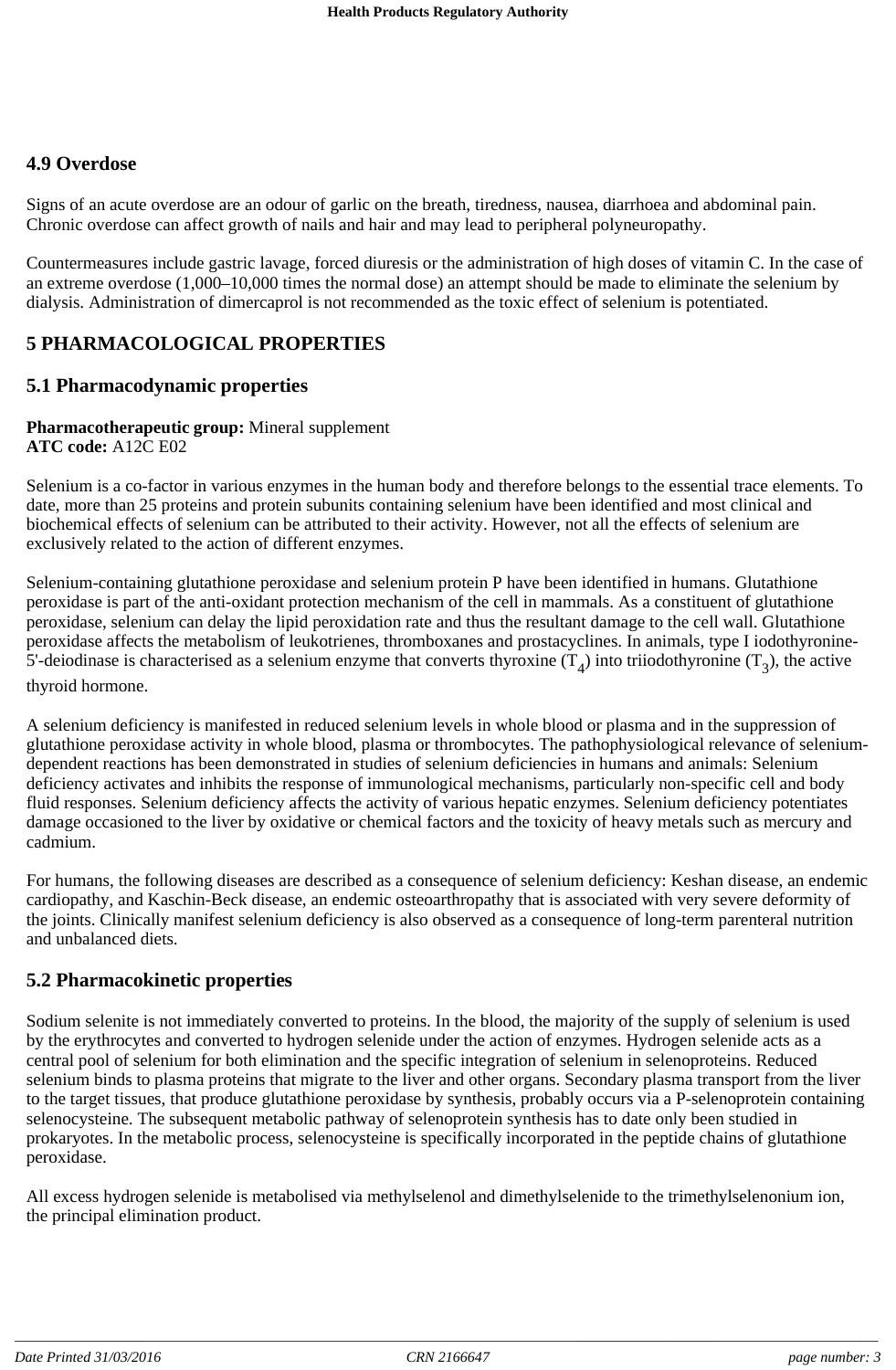## 4.9 Overdose

Signs of an acute overdose are an odour of garlic on the breath, tiredness, nausea, diarrhoea and abdominal pain. Chronic overdose can affect growth of nails and hair and may lead to peripheral polyneuropathy.

Countermeasures include gastric lavage, forced diuresis or the administration of high doses of vitamin C. In the case of an extreme overdose (1,000–10,000 times the normal dose) an attempt should be made to eliminate the selenium by dialysis. Administration of dimercaprol is not recommended as the toxic effect of selenium is potentiated.

# 5 PHARMACOLOGICAL PROPERTIES

## 5.1 Pharmacodynamic properties

**Pharmacotherapeutic group:** Mineral supplement
**ATC code:** A12C E02

Selenium is a co-factor in various enzymes in the human body and therefore belongs to the essential trace elements. To date, more than 25 proteins and protein subunits containing selenium have been identified and most clinical and biochemical effects of selenium can be attributed to their activity. However, not all the effects of selenium are exclusively related to the action of different enzymes.

Selenium-containing glutathione peroxidase and selenium protein P have been identified in humans. Glutathione peroxidase is part of the anti-oxidant protection mechanism of the cell in mammals. As a constituent of glutathione peroxidase, selenium can delay the lipid peroxidation rate and thus the resultant damage to the cell wall. Glutathione peroxidase affects the metabolism of leukotrienes, thromboxanes and prostacyclines. In animals, type I iodothyronine-5'-deiodinase is characterised as a selenium enzyme that converts thyroxine ($T_4$) into triiodothyronine ($T_3$), the active thyroid hormone.

A selenium deficiency is manifested in reduced selenium levels in whole blood or plasma and in the suppression of glutathione peroxidase activity in whole blood, plasma or thrombocytes. The pathophysiological relevance of selenium-dependent reactions has been demonstrated in studies of selenium deficiencies in humans and animals: Selenium deficiency activates and inhibits the response of immunological mechanisms, particularly non-specific cell and body fluid responses. Selenium deficiency affects the activity of various hepatic enzymes. Selenium deficiency potentiates damage occasioned to the liver by oxidative or chemical factors and the toxicity of heavy metals such as mercury and cadmium.

For humans, the following diseases are described as a consequence of selenium deficiency: Keshan disease, an endemic cardiopathy, and Kaschin-Beck disease, an endemic osteoarthropathy that is associated with very severe deformity of the joints. Clinically manifest selenium deficiency is also observed as a consequence of long-term parenteral nutrition and unbalanced diets.

## 5.2 Pharmacokinetic properties

Sodium selenite is not immediately converted to proteins. In the blood, the majority of the supply of selenium is used by the erythrocytes and converted to hydrogen selenide under the action of enzymes. Hydrogen selenide acts as a central pool of selenium for both elimination and the specific integration of selenium in selenoproteins. Reduced selenium binds to plasma proteins that migrate to the liver and other organs. Secondary plasma transport from the liver to the target tissues, that produce glutathione peroxidase by synthesis, probably occurs via a P-selenoprotein containing selenocysteine. The subsequent metabolic pathway of selenoprotein synthesis has to date only been studied in prokaryotes. In the metabolic process, selenocysteine is specifically incorporated in the peptide chains of glutathione peroxidase.

All excess hydrogen selenide is metabolised via methylselenol and dimethylselenide to the trimethylselenonium ion, the principal elimination product.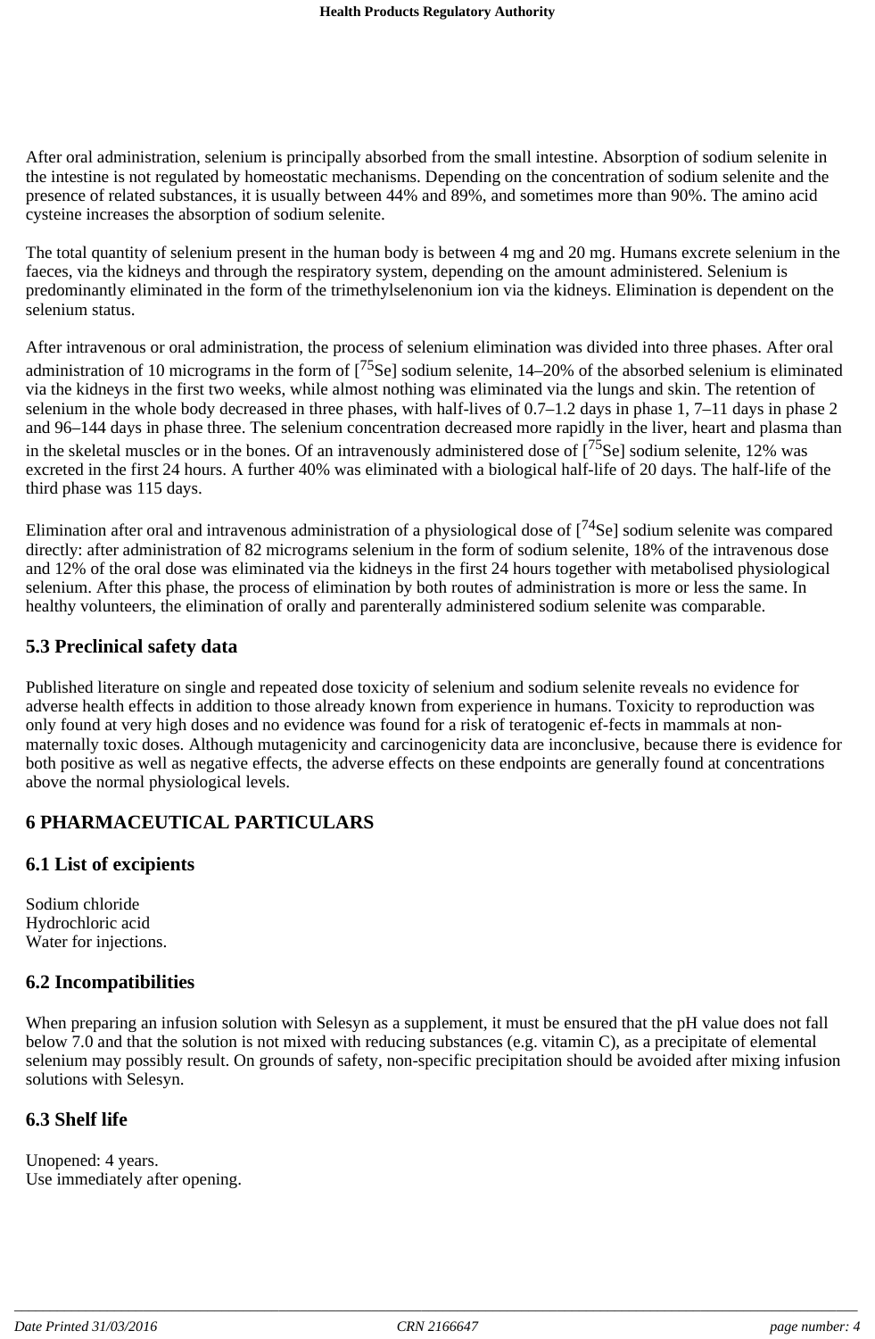After oral administration, selenium is principally absorbed from the small intestine. Absorption of sodium selenite in the intestine is not regulated by homeostatic mechanisms. Depending on the concentration of sodium selenite and the presence of related substances, it is usually between 44% and 89%, and sometimes more than 90%. The amino acid cysteine increases the absorption of sodium selenite.

The total quantity of selenium present in the human body is between 4 mg and 20 mg. Humans excrete selenium in the faeces, via the kidneys and through the respiratory system, depending on the amount administered. Selenium is predominantly eliminated in the form of the trimethylselenonium ion via the kidneys. Elimination is dependent on the selenium status.

After intravenous or oral administration, the process of selenium elimination was divided into three phases. After oral administration of 10 micrograms in the form of [$^{75}$Se] sodium selenite, 14–20% of the absorbed selenium is eliminated via the kidneys in the first two weeks, while almost nothing was eliminated via the lungs and skin. The retention of selenium in the whole body decreased in three phases, with half-lives of 0.7–1.2 days in phase 1, 7–11 days in phase 2 and 96–144 days in phase three. The selenium concentration decreased more rapidly in the liver, heart and plasma than in the skeletal muscles or in the bones. Of an intravenously administered dose of [$^{75}$Se] sodium selenite, 12% was excreted in the first 24 hours. A further 40% was eliminated with a biological half-life of 20 days. The half-life of the third phase was 115 days.

Elimination after oral and intravenous administration of a physiological dose of [$^{74}$Se] sodium selenite was compared directly: after administration of 82 micrograms selenium in the form of sodium selenite, 18% of the intravenous dose and 12% of the oral dose was eliminated via the kidneys in the first 24 hours together with metabolised physiological selenium. After this phase, the process of elimination by both routes of administration is more or less the same. In healthy volunteers, the elimination of orally and parenterally administered sodium selenite was comparable.

## 5.3 Preclinical safety data

Published literature on single and repeated dose toxicity of selenium and sodium selenite reveals no evidence for adverse health effects in addition to those already known from experience in humans. Toxicity to reproduction was only found at very high doses and no evidence was found for a risk of teratogenic ef-fects in mammals at non-maternally toxic doses. Although mutagenicity and carcinogenicity data are inconclusive, because there is evidence for both positive as well as negative effects, the adverse effects on these endpoints are generally found at concentrations above the normal physiological levels.

# 6 PHARMACEUTICAL PARTICULARS

## 6.1 List of excipients

Sodium chloride
Hydrochloric acid
Water for injections.

## 6.2 Incompatibilities

When preparing an infusion solution with Selesyn as a supplement, it must be ensured that the pH value does not fall below 7.0 and that the solution is not mixed with reducing substances (e.g. vitamin C), as a precipitate of elemental selenium may possibly result. On grounds of safety, non-specific precipitation should be avoided after mixing infusion solutions with Selesyn.

## 6.3 Shelf life

Unopened: 4 years.
Use immediately after opening.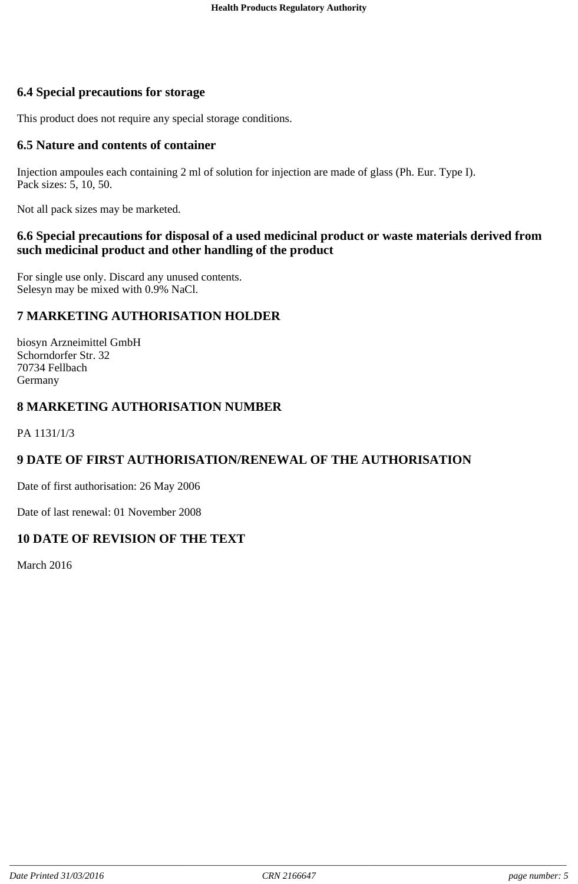## 6.4 Special precautions for storage

This product does not require any special storage conditions.

## 6.5 Nature and contents of container

Injection ampoules each containing 2 ml of solution for injection are made of glass (Ph. Eur. Type I).
Pack sizes: 5, 10, 50.

Not all pack sizes may be marketed.

## 6.6 Special precautions for disposal of a used medicinal product or waste materials derived from such medicinal product and other handling of the product

For single use only. Discard any unused contents.
Selesyn may be mixed with 0.9% NaCl.

# 7 MARKETING AUTHORISATION HOLDER

biosyn Arzneimittel GmbH
Schorndorfer Str. 32
70734 Fellbach
Germany

# 8 MARKETING AUTHORISATION NUMBER

PA 1131/1/3

# 9 DATE OF FIRST AUTHORISATION/RENEWAL OF THE AUTHORISATION

Date of first authorisation: 26 May 2006

Date of last renewal: 01 November 2008

# 10 DATE OF REVISION OF THE TEXT

March 2016